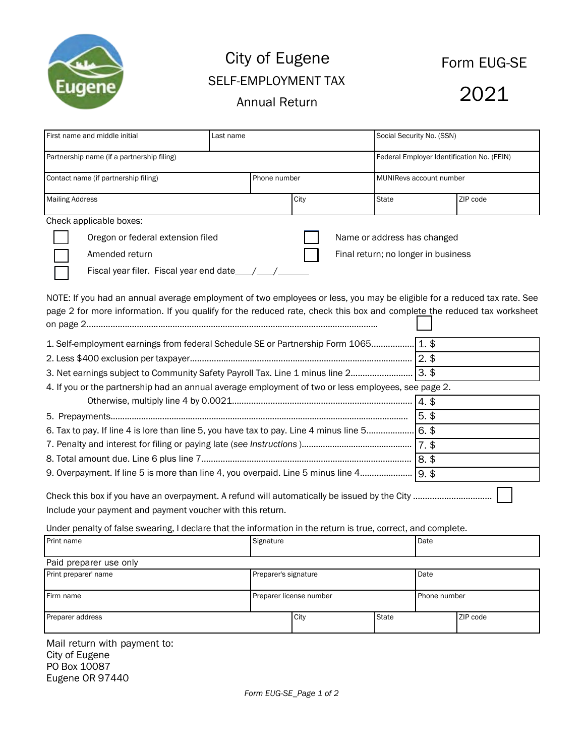# City of Eugene

## SELF-EMPLOYMENT TAX

## Annual Return

**Form EUG-SE**

**2021**

| First name and middle initial | Last name | Social Security No. (SSN) | |
|---|---|---|---|
| Partnership name (if a partnership filing) | | Federal Employer Identification No. (FEIN) | |
| Contact name (if partnership filing) | Phone number | MUNIRevs account number | |
| Mailing Address | City | State | ZIP code |

Check applicable boxes:

- ☐ Oregon or federal extension filed
- ☐ Amended return
- ☐ Fiscal year filer. Fiscal year end date\_\_\_\_/\_\_\_\_/\_\_\_\_\_\_\_
- ☐ Name or address has changed
- ☐ Final return; no longer in business

NOTE: If you had an annual average employment of two employees or less, you may be eligible for a reduced tax rate. See page 2 for more information. If you qualify for the reduced rate, check this box and complete the reduced tax worksheet on page 2........................................................................................................................ ☐

| | |
|---|---|
| 1. Self-employment earnings from federal Schedule SE or Partnership Form 1065.................. | 1. $ |
| 2. Less $400 exclusion per taxpayer........................................................................................... | 2. $ |
| 3. Net earnings subject to Community Safety Payroll Tax. Line 1 minus line 2.......................... | 3. $ |
| 4. If you or the partnership had an annual average employment of two or less employees, see page 2. Otherwise, multiply line 4 by 0.0021.......................................................................... | 4. $ |
| 5. Prepayments............................................................................................................................ | 5. $ |
| 6. Tax to pay. If line 4 is lore than line 5, you have tax to pay. Line 4 minus line 5.................... | 6. $ |
| 7. Penalty and interest for filing or paying late (*see Instructions*)............................................. | 7. $ |
| 8. Total amount due. Line 6 plus line 7....................................................................................... | 8. $ |
| 9. Overpayment. If line 5 is more than line 4, you overpaid. Line 5 minus line 4...................... | 9. $ |

Check this box if you have an overpayment. A refund will automatically be issued by the City ................................ ☐

Include your payment and payment voucher with this return.

Under penalty of false swearing, I declare that the information in the return is true, correct, and complete.

| Print name | Signature | Date |
|---|---|---|
| | | |

Paid preparer use only

| Print preparer' name | Preparer's signature | Date | |
|---|---|---|---|
| Firm name | Preparer license number | Phone number | |
| Preparer address | City | State | ZIP code |

Mail return with payment to:
City of Eugene
PO Box 10087
Eugene OR 97440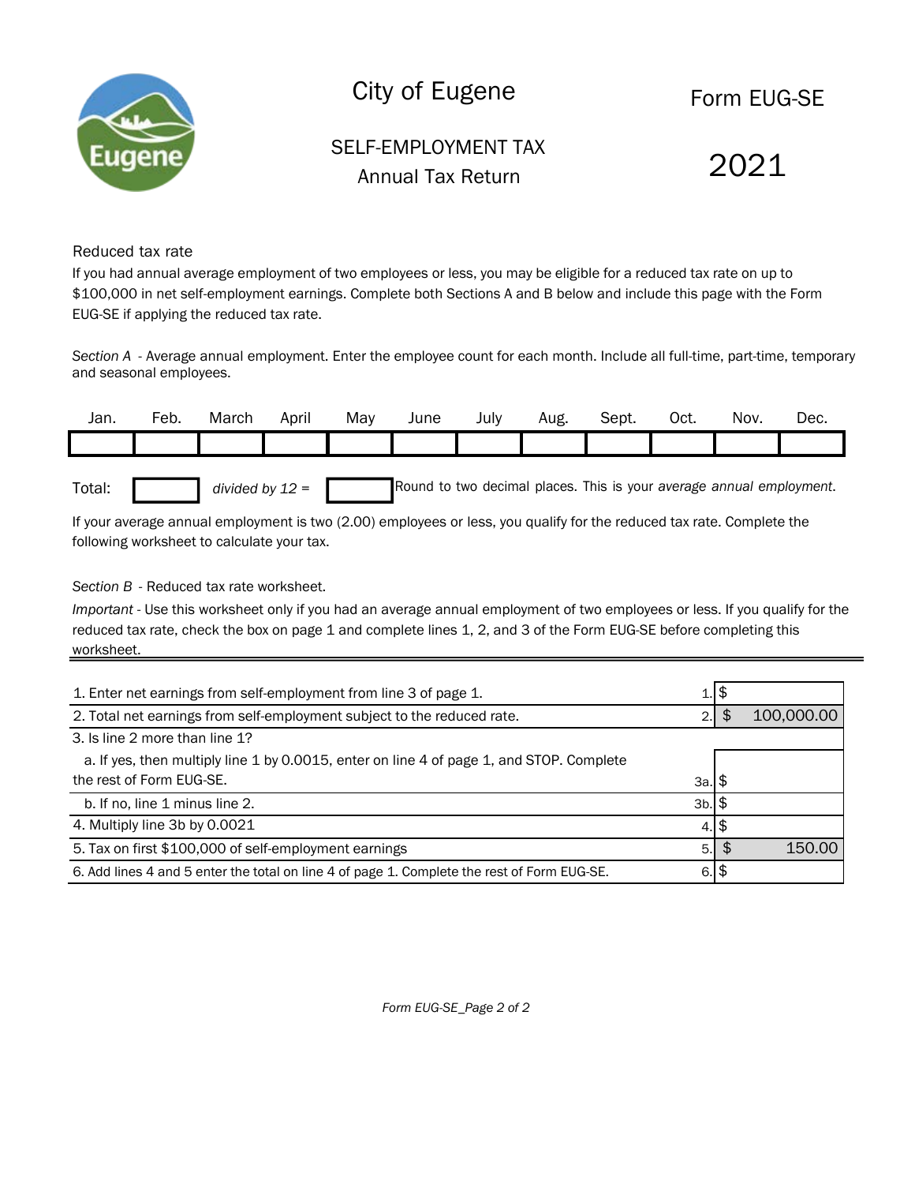City of Eugene

SELF-EMPLOYMENT TAX
Annual Tax Return

Form EUG-SE

2021

Reduced tax rate

If you had annual average employment of two employees or less, you may be eligible for a reduced tax rate on up to $100,000 in net self-employment earnings. Complete both Sections A and B below and include this page with the Form EUG-SE if applying the reduced tax rate.

*Section A* - Average annual employment. Enter the employee count for each month. Include all full-time, part-time, temporary and seasonal employees.

| Jan. | Feb. | March | April | May | June | July | Aug. | Sept. | Oct. | Nov. | Dec. |
|---|---|---|---|---|---|---|---|---|---|---|---|
| | | | | | | | | | | | |

Total: ______ *divided by 12 =* ______ Round to two decimal places. This is your *average annual employment*.

If your average annual employment is two (2.00) employees or less, you qualify for the reduced tax rate. Complete the following worksheet to calculate your tax.

*Section B* - Reduced tax rate worksheet.

*Important* - Use this worksheet only if you had an average annual employment of two employees or less. If you qualify for the reduced tax rate, check the box on page 1 and complete lines 1, 2, and 3 of the Form EUG-SE before completing this worksheet.

| | | |
|---|---|---|
| 1. Enter net earnings from self-employment from line 3 of page 1. | 1. | $ |
| 2. Total net earnings from self-employment subject to the reduced rate. | 2. | $ 100,000.00 |
| 3. Is line 2 more than line 1? | | |
| a. If yes, then multiply line 1 by 0.0015, enter on line 4 of page 1, and STOP. Complete the rest of Form EUG-SE. | 3a. | $ |
| b. If no, line 1 minus line 2. | 3b. | $ |
| 4. Multiply line 3b by 0.0021 | 4. | $ |
| 5. Tax on first $100,000 of self-employment earnings | 5. | $ 150.00 |
| 6. Add lines 4 and 5 enter the total on line 4 of page 1. Complete the rest of Form EUG-SE. | 6. | $ |